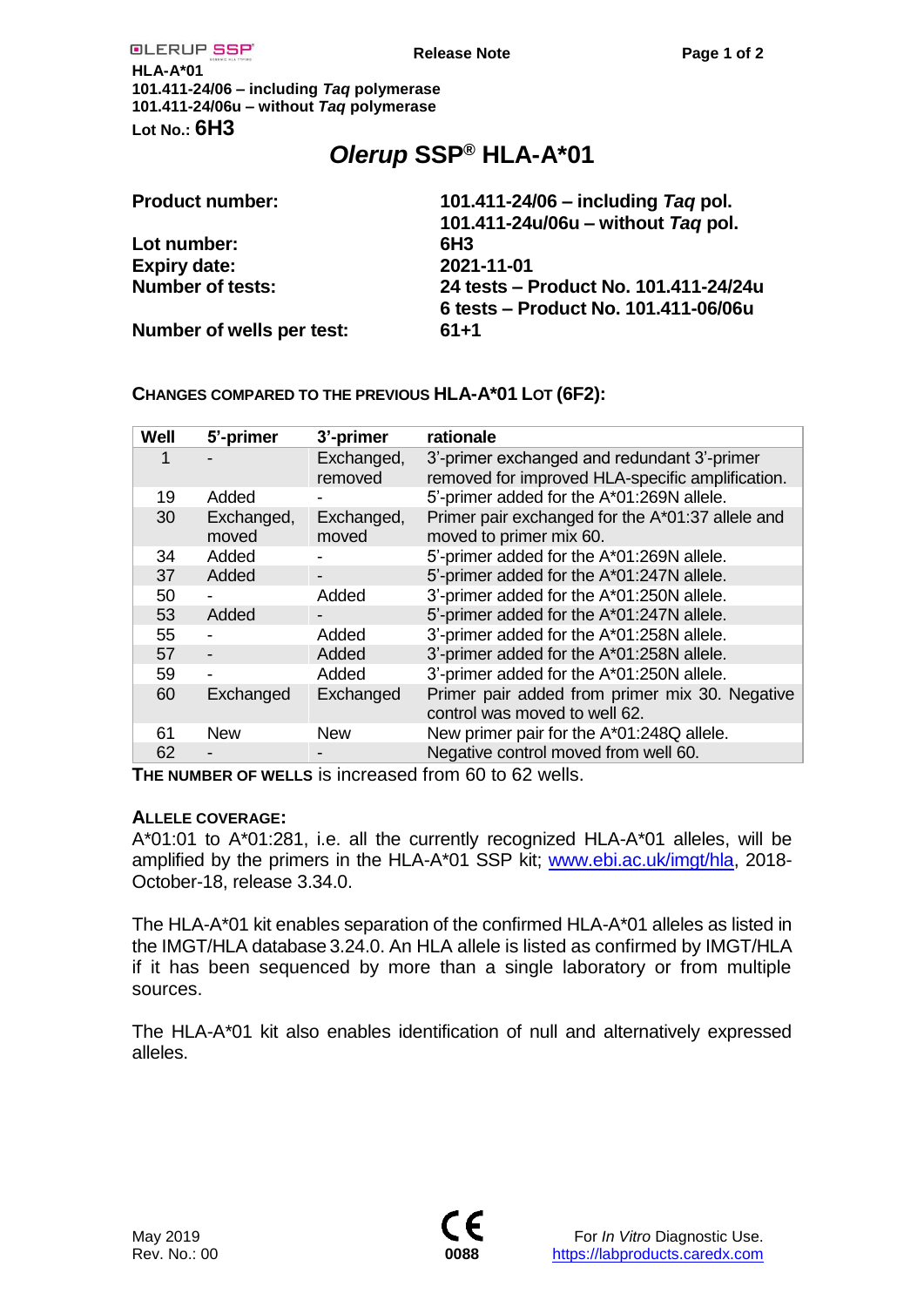# *Olerup* SSP® HLA-A*01

| | |
|---|---|
| **Product number:** | **101.411-24/06 – including *Taq* pol.** |
| | **101.411-24u/06u – without *Taq* pol.** |
| **Lot number:** | **6H3** |
| **Expiry date:** | **2021-11-01** |
| **Number of tests:** | **24 tests – Product No. 101.411-24/24u** |
| | **6 tests – Product No. 101.411-06/06u** |
| **Number of wells per test:** | **61+1** |

**CHANGES COMPARED TO THE PREVIOUS HLA-A*01 LOT (6F2):**

| Well | 5'-primer | 3'-primer | rationale |
|---|---|---|---|
| 1 | - | Exchanged, removed | 3'-primer exchanged and redundant 3'-primer removed for improved HLA-specific amplification. |
| 19 | Added | - | 5'-primer added for the A*01:269N allele. |
| 30 | Exchanged, moved | Exchanged, moved | Primer pair exchanged for the A*01:37 allele and moved to primer mix 60. |
| 34 | Added | - | 5'-primer added for the A*01:269N allele. |
| 37 | Added | - | 5'-primer added for the A*01:247N allele. |
| 50 | - | Added | 3'-primer added for the A*01:250N allele. |
| 53 | Added | - | 5'-primer added for the A*01:247N allele. |
| 55 | - | Added | 3'-primer added for the A*01:258N allele. |
| 57 | - | Added | 3'-primer added for the A*01:258N allele. |
| 59 | - | Added | 3'-primer added for the A*01:250N allele. |
| 60 | Exchanged | Exchanged | Primer pair added from primer mix 30. Negative control was moved to well 62. |
| 61 | New | New | New primer pair for the A*01:248Q allele. |
| 62 | - | - | Negative control moved from well 60. |

**THE NUMBER OF WELLS** is increased from 60 to 62 wells.

**ALLELE COVERAGE:**

A*01:01 to A*01:281, i.e. all the currently recognized HLA-A*01 alleles, will be amplified by the primers in the HLA-A*01 SSP kit; www.ebi.ac.uk/imgt/hla, 2018-October-18, release 3.34.0.

The HLA-A*01 kit enables separation of the confirmed HLA-A*01 alleles as listed in the IMGT/HLA database 3.24.0. An HLA allele is listed as confirmed by IMGT/HLA if it has been sequenced by more than a single laboratory or from multiple sources.

The HLA-A*01 kit also enables identification of null and alternatively expressed alleles.

May 2019
Rev. No.: 00

CE 0088

For *In Vitro* Diagnostic Use.
https://labproducts.caredx.com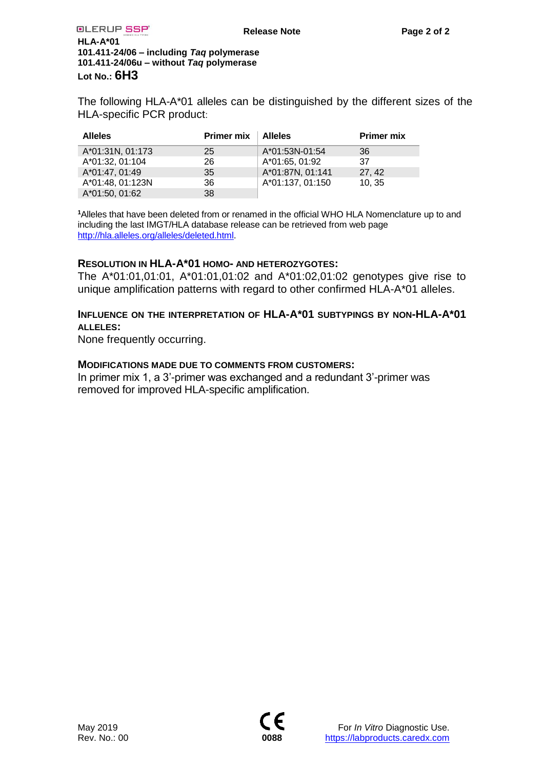The following HLA-A*01 alleles can be distinguished by the different sizes of the HLA-specific PCR product:

| Alleles | Primer mix | Alleles | Primer mix |
|---|---|---|---|
| A*01:31N, 01:173 | 25 | A*01:53N-01:54 | 36 |
| A*01:32, 01:104 | 26 | A*01:65, 01:92 | 37 |
| A*01:47, 01:49 | 35 | A*01:87N, 01:141 | 27, 42 |
| A*01:48, 01:123N | 36 | A*01:137, 01:150 | 10, 35 |
| A*01:50, 01:62 | 38 | | |

[1]Alleles that have been deleted from or renamed in the official WHO HLA Nomenclature up to and including the last IMGT/HLA database release can be retrieved from web page http://hla.alleles.org/alleles/deleted.html.

### RESOLUTION IN HLA-A*01 HOMO- AND HETEROZYGOTES:

The A*01:01,01:01, A*01:01,01:02 and A*01:02,01:02 genotypes give rise to unique amplification patterns with regard to other confirmed HLA-A*01 alleles.

### INFLUENCE ON THE INTERPRETATION OF HLA-A*01 SUBTYPINGS BY NON-HLA-A*01 ALLELES:

None frequently occurring.

### MODIFICATIONS MADE DUE TO COMMENTS FROM CUSTOMERS:

In primer mix 1, a 3'-primer was exchanged and a redundant 3'-primer was removed for improved HLA-specific amplification.